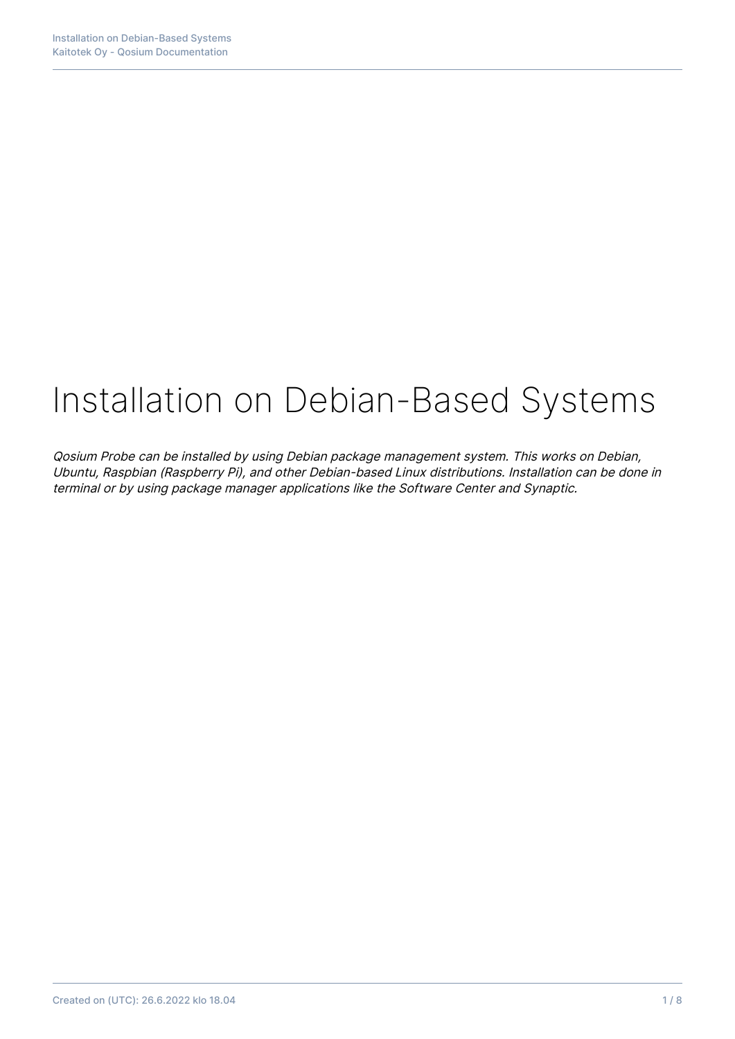# Installation on Debian-Based Systems

*Qosium Probe can be installed by using Debian package management system. This works on Debian, Ubuntu, Raspbian (Raspberry Pi), and other Debian-based Linux distributions. Installation can be done in terminal or by using package manager applications like the Software Center and Synaptic.*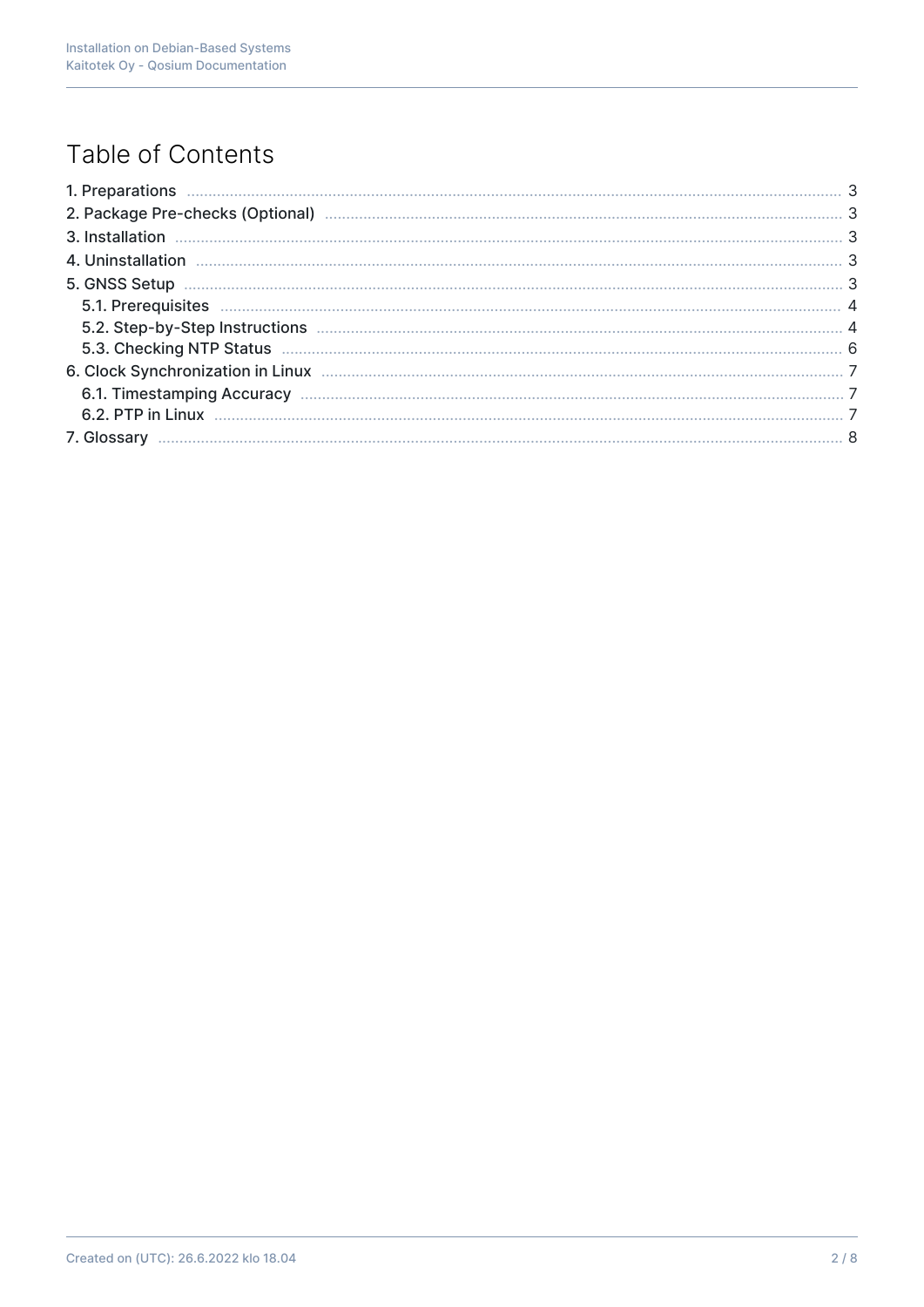# Table of Contents

- 1. Preparations ... 3
- 2. Package Pre-checks (Optional) ... 3
- 3. Installation ... 3
- 4. Uninstallation ... 3
- 5. GNSS Setup ... 3
  - 5.1. Prerequisites ... 4
  - 5.2. Step-by-Step Instructions ... 4
  - 5.3. Checking NTP Status ... 6
- 6. Clock Synchronization in Linux ... 7
  - 6.1. Timestamping Accuracy ... 7
  - 6.2. PTP in Linux ... 7
- 7. Glossary ... 8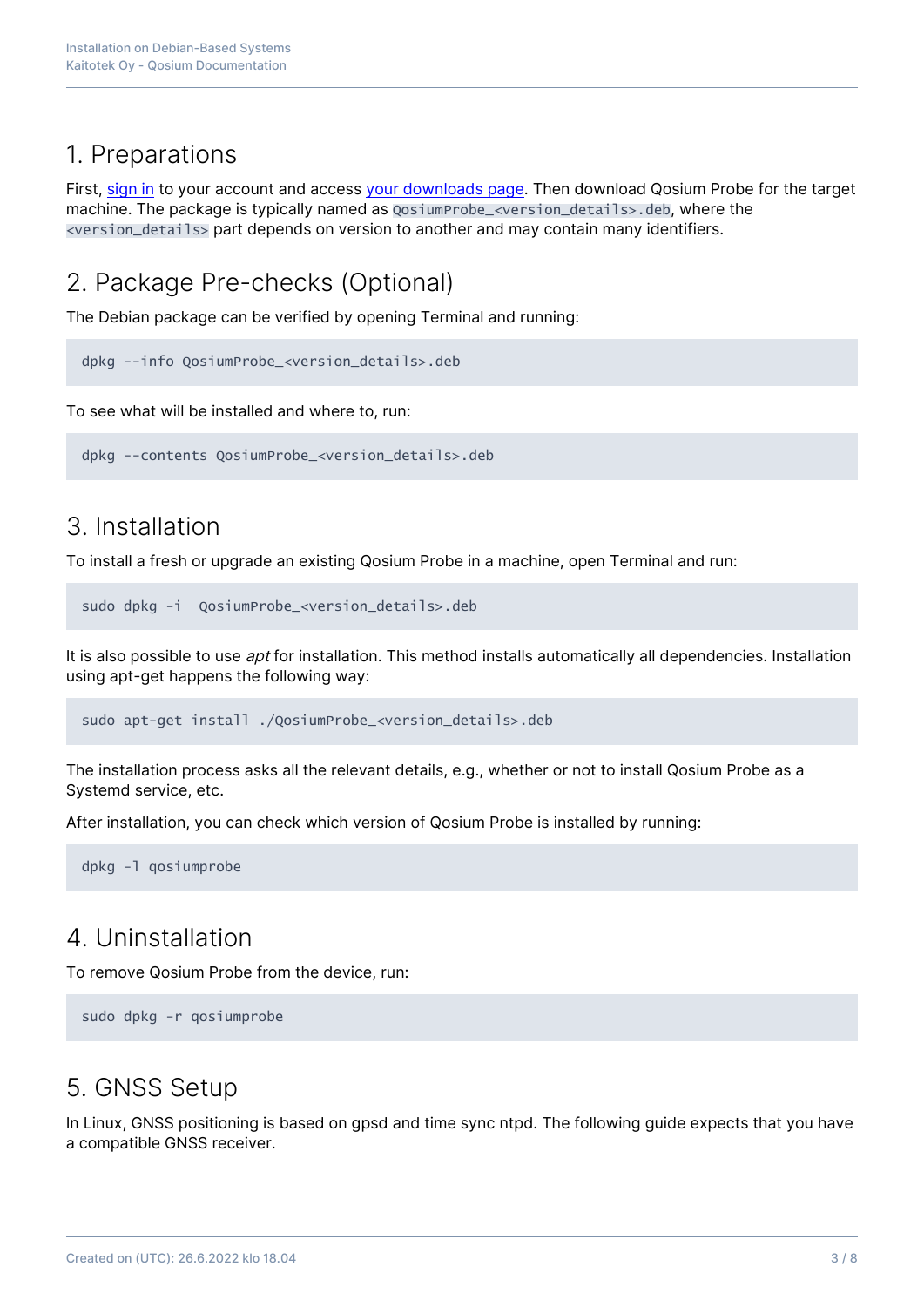## 1. Preparations

First, sign in to your account and access your downloads page. Then download Qosium Probe for the target machine. The package is typically named as `QosiumProbe_<version_details>.deb`, where the `<version_details>` part depends on version to another and may contain many identifiers.

## 2. Package Pre-checks (Optional)

The Debian package can be verified by opening Terminal and running:

```
dpkg --info QosiumProbe_<version_details>.deb
```

To see what will be installed and where to, run:

```
dpkg --contents QosiumProbe_<version_details>.deb
```

## 3. Installation

To install a fresh or upgrade an existing Qosium Probe in a machine, open Terminal and run:

```
sudo dpkg -i  QosiumProbe_<version_details>.deb
```

It is also possible to use *apt* for installation. This method installs automatically all dependencies. Installation using apt-get happens the following way:

```
sudo apt-get install ./QosiumProbe_<version_details>.deb
```

The installation process asks all the relevant details, e.g., whether or not to install Qosium Probe as a Systemd service, etc.

After installation, you can check which version of Qosium Probe is installed by running:

```
dpkg -l qosiumprobe
```

## 4. Uninstallation

To remove Qosium Probe from the device, run:

```
sudo dpkg -r qosiumprobe
```

## 5. GNSS Setup

In Linux, GNSS positioning is based on gpsd and time sync ntpd. The following guide expects that you have a compatible GNSS receiver.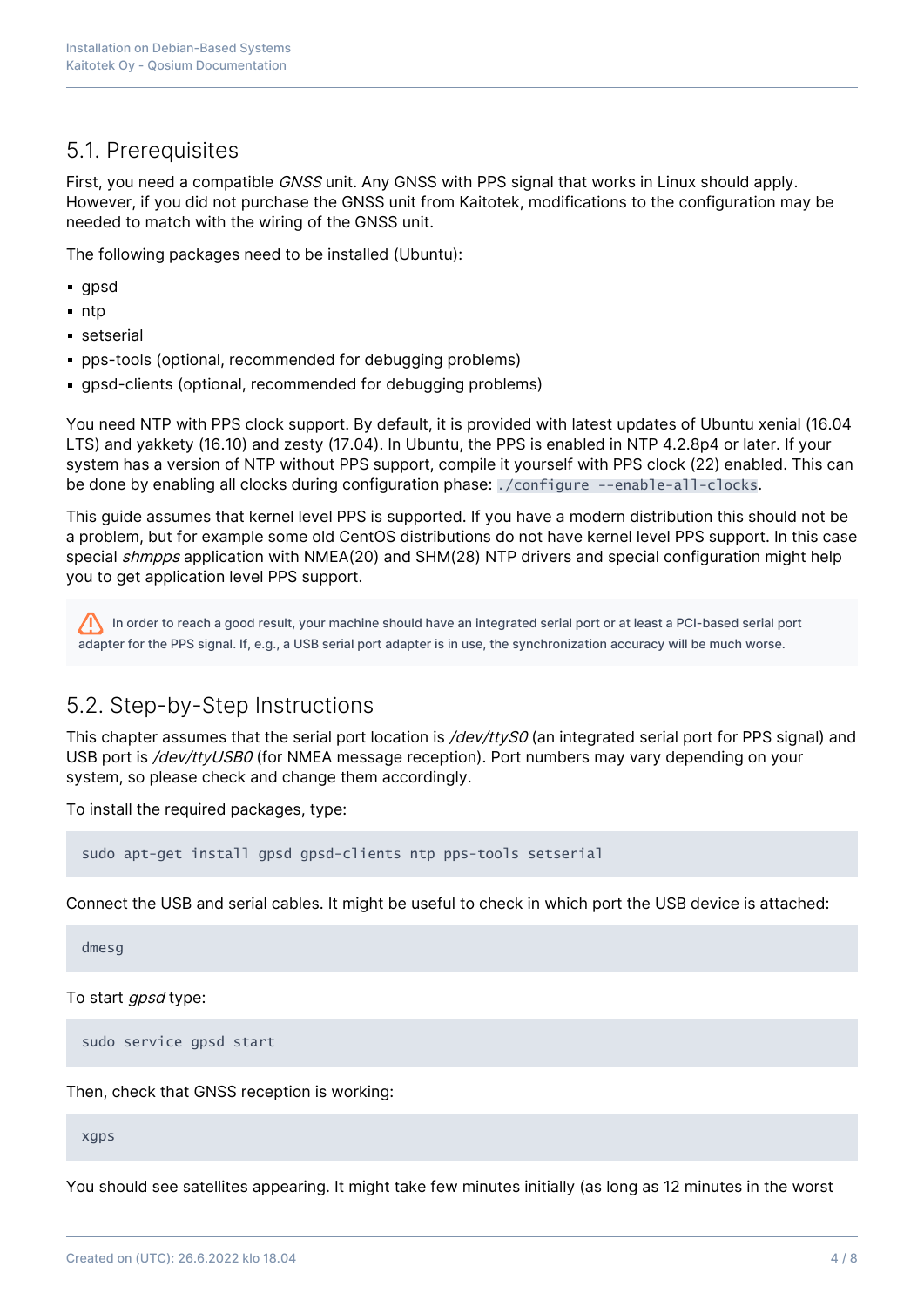## 5.1. Prerequisites

First, you need a compatible *GNSS* unit. Any GNSS with PPS signal that works in Linux should apply. However, if you did not purchase the GNSS unit from Kaitotek, modifications to the configuration may be needed to match with the wiring of the GNSS unit.

The following packages need to be installed (Ubuntu):

- gpsd
- ntp
- setserial
- pps-tools (optional, recommended for debugging problems)
- gpsd-clients (optional, recommended for debugging problems)

You need NTP with PPS clock support. By default, it is provided with latest updates of Ubuntu xenial (16.04 LTS) and yakkety (16.10) and zesty (17.04). In Ubuntu, the PPS is enabled in NTP 4.2.8p4 or later. If your system has a version of NTP without PPS support, compile it yourself with PPS clock (22) enabled. This can be done by enabling all clocks during configuration phase: `./configure --enable-all-clocks`.

This guide assumes that kernel level PPS is supported. If you have a modern distribution this should not be a problem, but for example some old CentOS distributions do not have kernel level PPS support. In this case special *shmpps* application with NMEA(20) and SHM(28) NTP drivers and special configuration might help you to get application level PPS support.

> ⚠ In order to reach a good result, your machine should have an integrated serial port or at least a PCI-based serial port adapter for the PPS signal. If, e.g., a USB serial port adapter is in use, the synchronization accuracy will be much worse.

## 5.2. Step-by-Step Instructions

This chapter assumes that the serial port location is */dev/ttyS0* (an integrated serial port for PPS signal) and USB port is */dev/ttyUSB0* (for NMEA message reception). Port numbers may vary depending on your system, so please check and change them accordingly.

To install the required packages, type:

```
sudo apt-get install gpsd gpsd-clients ntp pps-tools setserial
```

Connect the USB and serial cables. It might be useful to check in which port the USB device is attached:

```
dmesg
```

To start *gpsd* type:

```
sudo service gpsd start
```

Then, check that GNSS reception is working:

```
xgps
```

You should see satellites appearing. It might take few minutes initially (as long as 12 minutes in the worst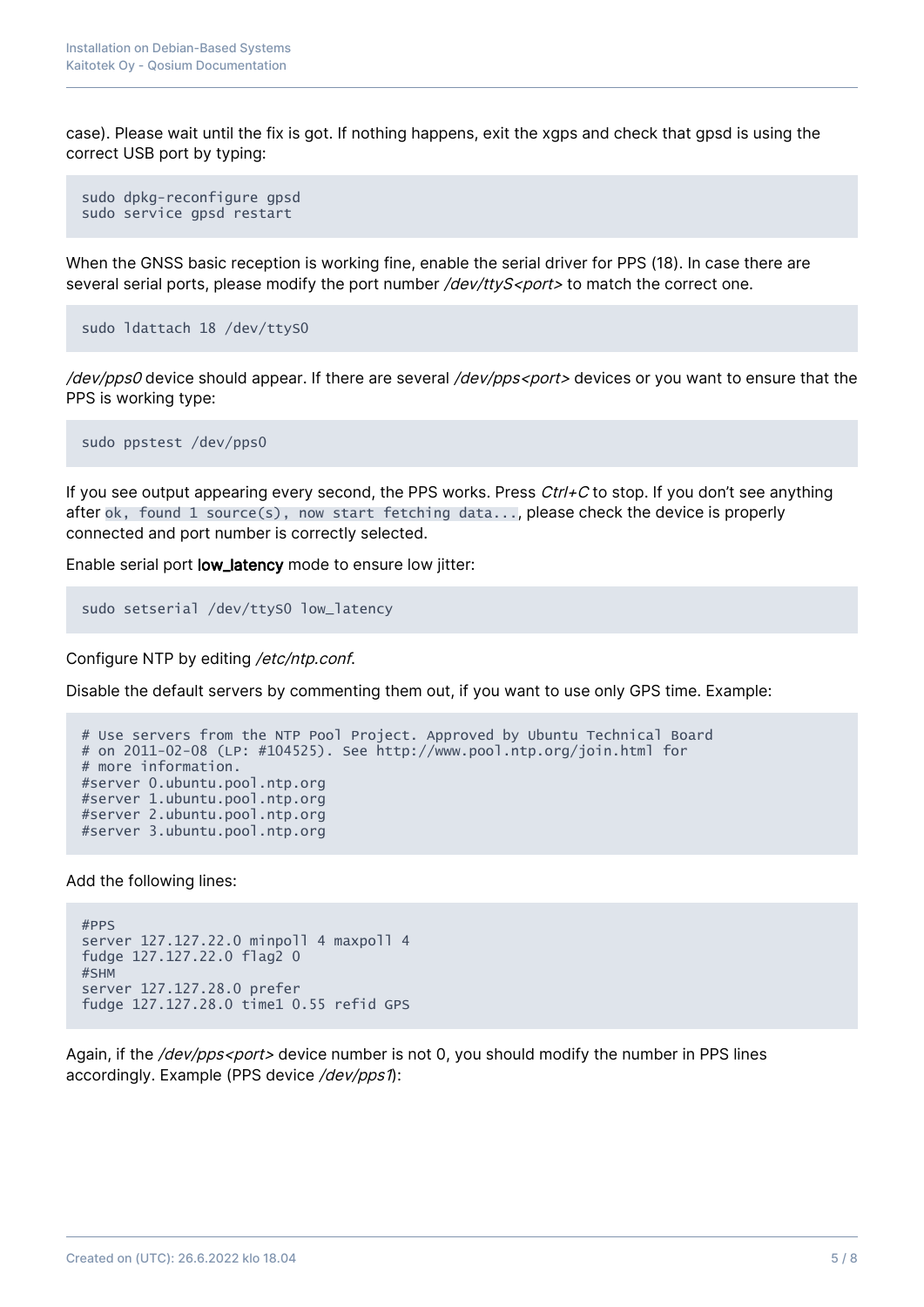case). Please wait until the fix is got. If nothing happens, exit the xgps and check that gpsd is using the correct USB port by typing:

```
sudo dpkg-reconfigure gpsd
sudo service gpsd restart
```

When the GNSS basic reception is working fine, enable the serial driver for PPS (18). In case there are several serial ports, please modify the port number */dev/ttyS<port>* to match the correct one.

```
sudo ldattach 18 /dev/ttyS0
```

*/dev/pps0* device should appear. If there are several */dev/pps<port>* devices or you want to ensure that the PPS is working type:

```
sudo ppstest /dev/pps0
```

If you see output appearing every second, the PPS works. Press *Ctrl+C* to stop. If you don't see anything after `ok, found 1 source(s), now start fetching data...`, please check the device is properly connected and port number is correctly selected.

Enable serial port **low_latency** mode to ensure low jitter:

```
sudo setserial /dev/ttyS0 low_latency
```

Configure NTP by editing */etc/ntp.conf*.

Disable the default servers by commenting them out, if you want to use only GPS time. Example:

```
# Use servers from the NTP Pool Project. Approved by Ubuntu Technical Board
# on 2011-02-08 (LP: #104525). See http://www.pool.ntp.org/join.html for
# more information.
#server 0.ubuntu.pool.ntp.org
#server 1.ubuntu.pool.ntp.org
#server 2.ubuntu.pool.ntp.org
#server 3.ubuntu.pool.ntp.org
```

Add the following lines:

```
#PPS
server 127.127.22.0 minpoll 4 maxpoll 4
fudge 127.127.22.0 flag2 0
#SHM
server 127.127.28.0 prefer
fudge 127.127.28.0 time1 0.55 refid GPS
```

Again, if the */dev/pps<port>* device number is not 0, you should modify the number in PPS lines accordingly. Example (PPS device */dev/pps1*):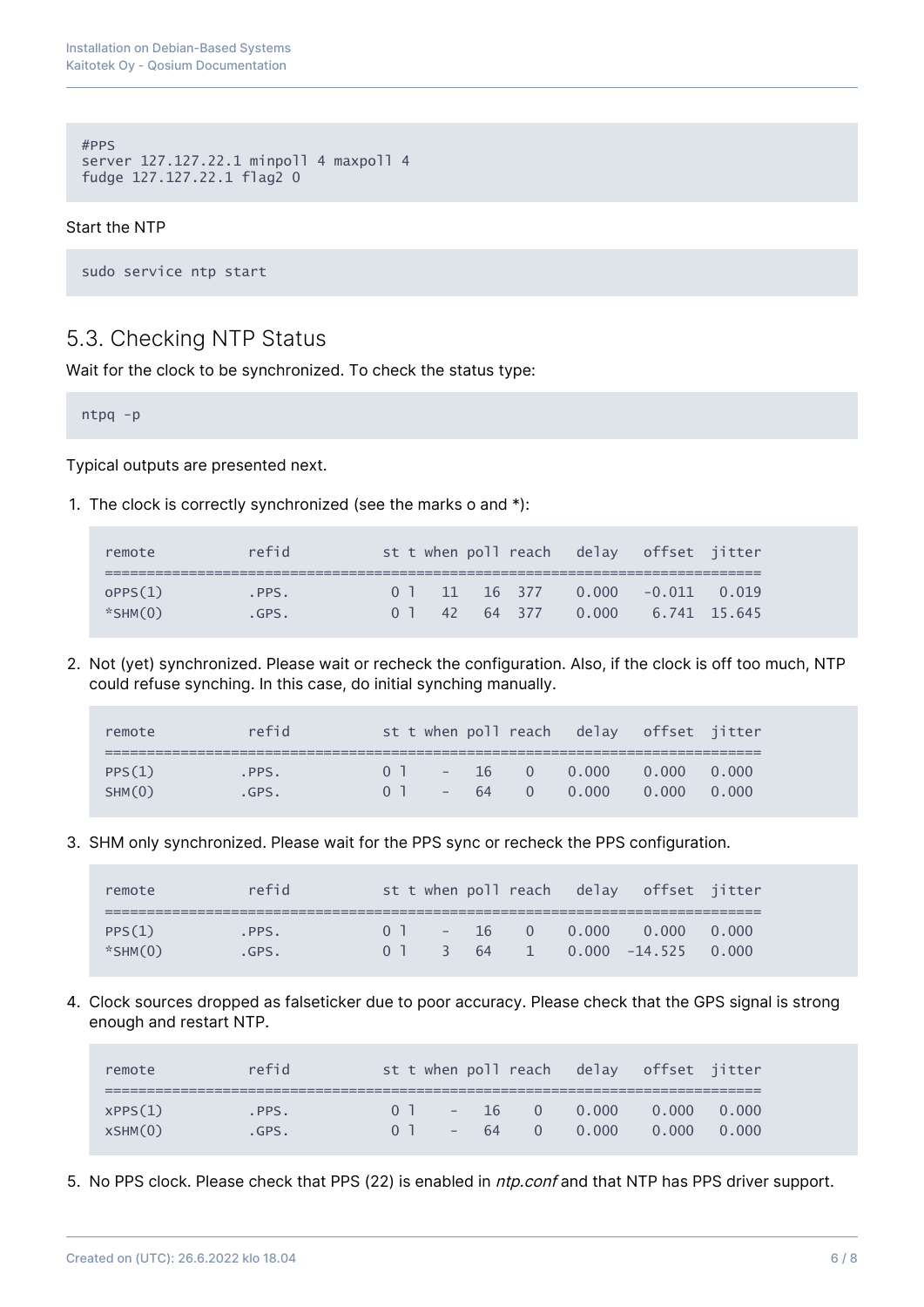```
#PPS
server 127.127.22.1 minpoll 4 maxpoll 4
fudge 127.127.22.1 flag2 0
```

Start the NTP

```
sudo service ntp start
```

## 5.3. Checking NTP Status

Wait for the clock to be synchronized. To check the status type:

```
ntpq -p
```

Typical outputs are presented next.

1. The clock is correctly synchronized (see the marks o and *):

```
remote          refid           st t when poll reach   delay   offset  jitter
==============================================================================
oPPS(1)         .PPS.            0 l   11   16  377    0.000   -0.011   0.019
*SHM(0)         .GPS.            0 l   42   64  377    0.000    6.741  15.645
```

2. Not (yet) synchronized. Please wait or recheck the configuration. Also, if the clock is off too much, NTP could refuse synching. In this case, do initial synching manually.

```
remote          refid           st t when poll reach   delay   offset  jitter
==============================================================================
PPS(1)          .PPS.           0 l    -   16    0    0.000    0.000   0.000
SHM(0)          .GPS.           0 l    -   64    0    0.000    0.000   0.000
```

3. SHM only synchronized. Please wait for the PPS sync or recheck the PPS configuration.

```
remote          refid           st t when poll reach   delay   offset  jitter
==============================================================================
PPS(1)          .PPS.           0 l    -   16    0    0.000    0.000   0.000
*SHM(0)         .GPS.           0 l    3   64    1    0.000  -14.525   0.000
```

4. Clock sources dropped as falseticker due to poor accuracy. Please check that the GPS signal is strong enough and restart NTP.

```
remote          refid           st t when poll reach   delay   offset  jitter
==============================================================================
xPPS(1)         .PPS.            0 l    -   16    0    0.000    0.000   0.000
xSHM(0)         .GPS.            0 l    -   64    0    0.000    0.000   0.000
```

5. No PPS clock. Please check that PPS (22) is enabled in *ntp.conf* and that NTP has PPS driver support.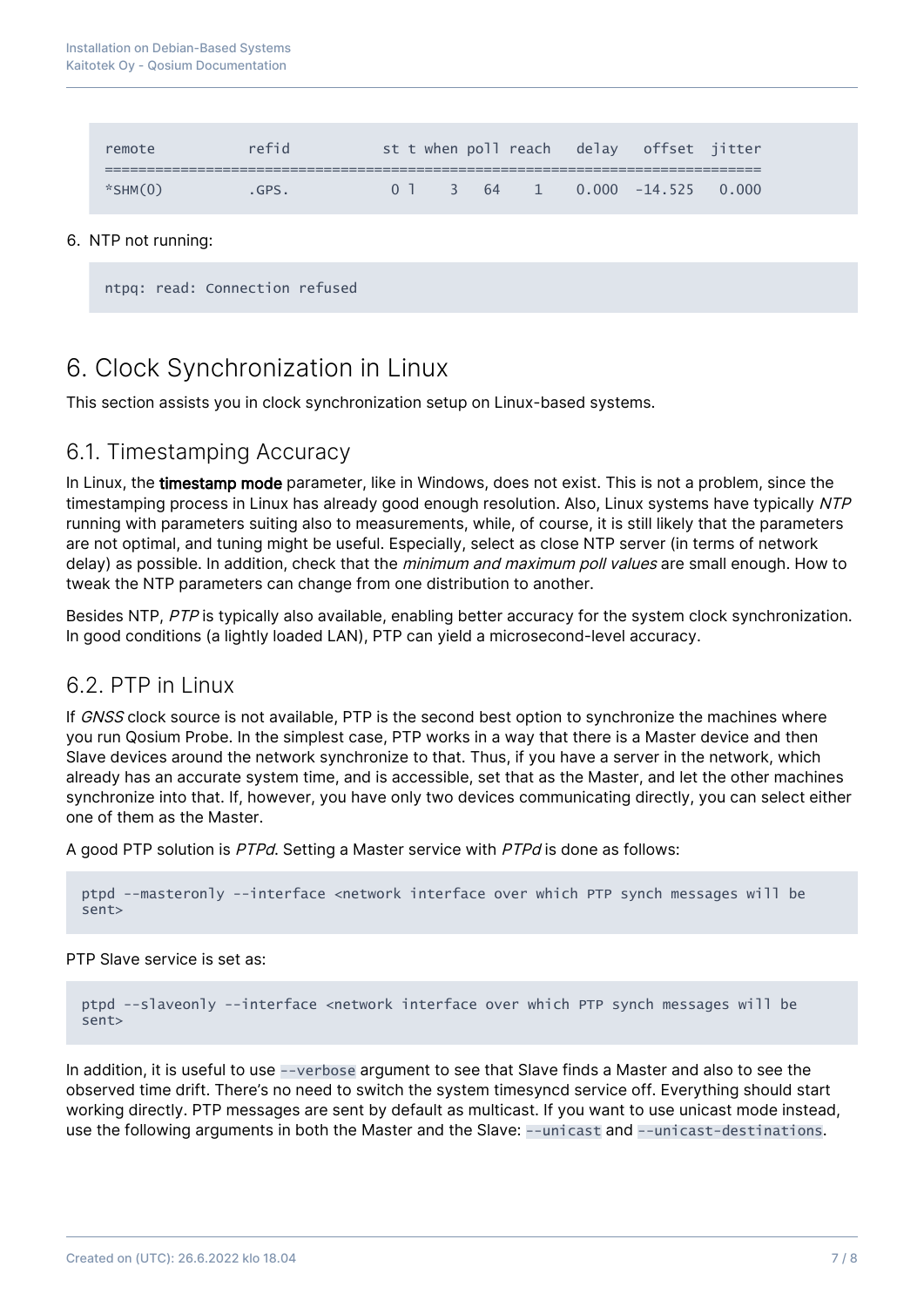```
remote           refid          st t when poll reach   delay   offset  jitter
==============================================================================
*SHM(0)          .GPS.           0 l    3   64    1    0.000  -14.525   0.000
```

6. NTP not running:

```
ntpq: read: Connection refused
```

# 6. Clock Synchronization in Linux

This section assists you in clock synchronization setup on Linux-based systems.

## 6.1. Timestamping Accuracy

In Linux, the **timestamp mode** parameter, like in Windows, does not exist. This is not a problem, since the timestamping process in Linux has already good enough resolution. Also, Linux systems have typically *NTP* running with parameters suiting also to measurements, while, of course, it is still likely that the parameters are not optimal, and tuning might be useful. Especially, select as close NTP server (in terms of network delay) as possible. In addition, check that the *minimum and maximum poll values* are small enough. How to tweak the NTP parameters can change from one distribution to another.

Besides NTP, *PTP* is typically also available, enabling better accuracy for the system clock synchronization. In good conditions (a lightly loaded LAN), PTP can yield a microsecond-level accuracy.

## 6.2. PTP in Linux

If *GNSS* clock source is not available, PTP is the second best option to synchronize the machines where you run Qosium Probe. In the simplest case, PTP works in a way that there is a Master device and then Slave devices around the network synchronize to that. Thus, if you have a server in the network, which already has an accurate system time, and is accessible, set that as the Master, and let the other machines synchronize into that. If, however, you have only two devices communicating directly, you can select either one of them as the Master.

A good PTP solution is *PTPd*. Setting a Master service with *PTPd* is done as follows:

```
ptpd --masteronly --interface <network interface over which PTP synch messages will be
sent>
```

PTP Slave service is set as:

```
ptpd --slaveonly --interface <network interface over which PTP synch messages will be
sent>
```

In addition, it is useful to use `--verbose` argument to see that Slave finds a Master and also to see the observed time drift. There's no need to switch the system timesyncd service off. Everything should start working directly. PTP messages are sent by default as multicast. If you want to use unicast mode instead, use the following arguments in both the Master and the Slave: `--unicast` and `--unicast-destinations`.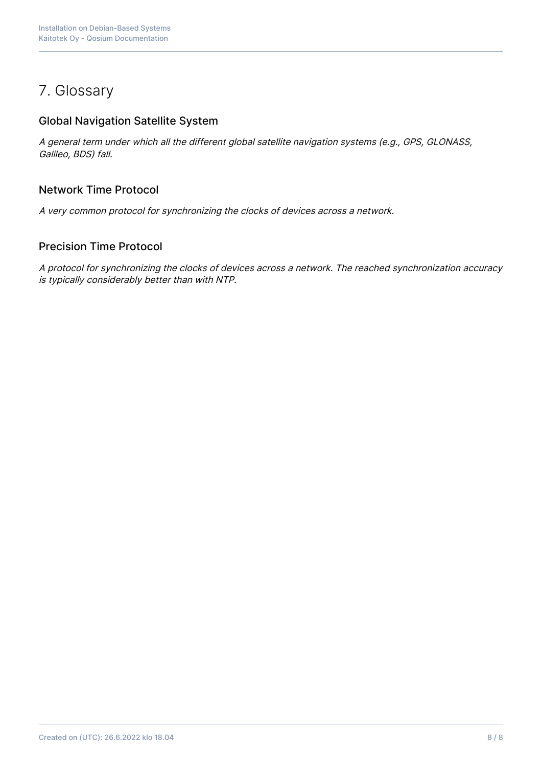# 7. Glossary

## Global Navigation Satellite System

*A general term under which all the different global satellite navigation systems (e.g., GPS, GLONASS, Galileo, BDS) fall.*

## Network Time Protocol

*A very common protocol for synchronizing the clocks of devices across a network.*

## Precision Time Protocol

*A protocol for synchronizing the clocks of devices across a network. The reached synchronization accuracy is typically considerably better than with NTP.*